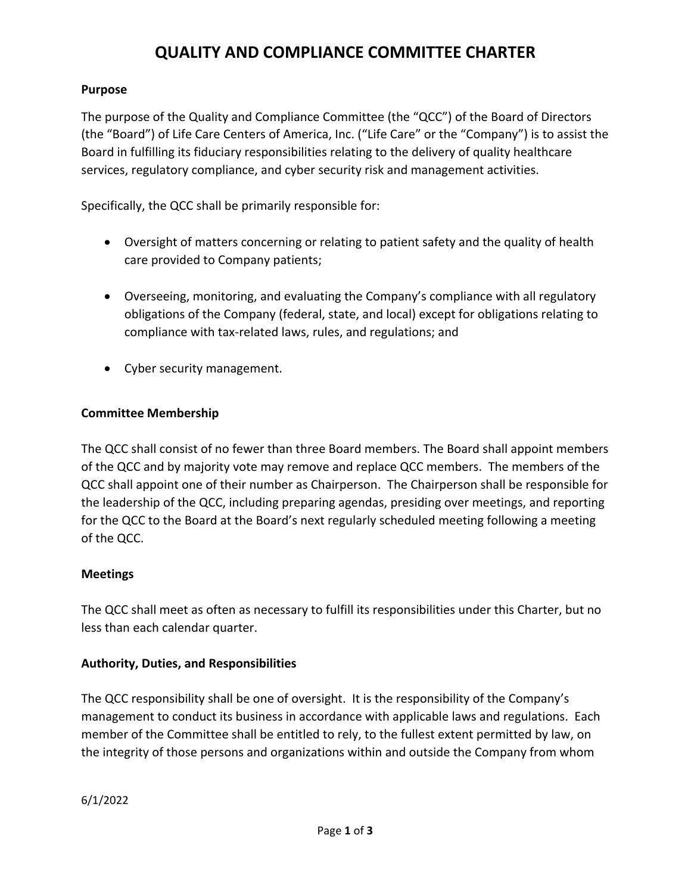# QUALITY AND COMPLIANCE COMMITTEE CHARTER

**Purpose**

The purpose of the Quality and Compliance Committee (the "QCC") of the Board of Directors (the "Board") of Life Care Centers of America, Inc. ("Life Care" or the "Company") is to assist the Board in fulfilling its fiduciary responsibilities relating to the delivery of quality healthcare services, regulatory compliance, and cyber security risk and management activities.

Specifically, the QCC shall be primarily responsible for:

- Oversight of matters concerning or relating to patient safety and the quality of health care provided to Company patients;
- Overseeing, monitoring, and evaluating the Company's compliance with all regulatory obligations of the Company (federal, state, and local) except for obligations relating to compliance with tax-related laws, rules, and regulations; and
- Cyber security management.

**Committee Membership**

The QCC shall consist of no fewer than three Board members. The Board shall appoint members of the QCC and by majority vote may remove and replace QCC members. The members of the QCC shall appoint one of their number as Chairperson. The Chairperson shall be responsible for the leadership of the QCC, including preparing agendas, presiding over meetings, and reporting for the QCC to the Board at the Board's next regularly scheduled meeting following a meeting of the QCC.

**Meetings**

The QCC shall meet as often as necessary to fulfill its responsibilities under this Charter, but no less than each calendar quarter.

**Authority, Duties, and Responsibilities**

The QCC responsibility shall be one of oversight. It is the responsibility of the Company's management to conduct its business in accordance with applicable laws and regulations. Each member of the Committee shall be entitled to rely, to the fullest extent permitted by law, on the integrity of those persons and organizations within and outside the Company from whom

6/1/2022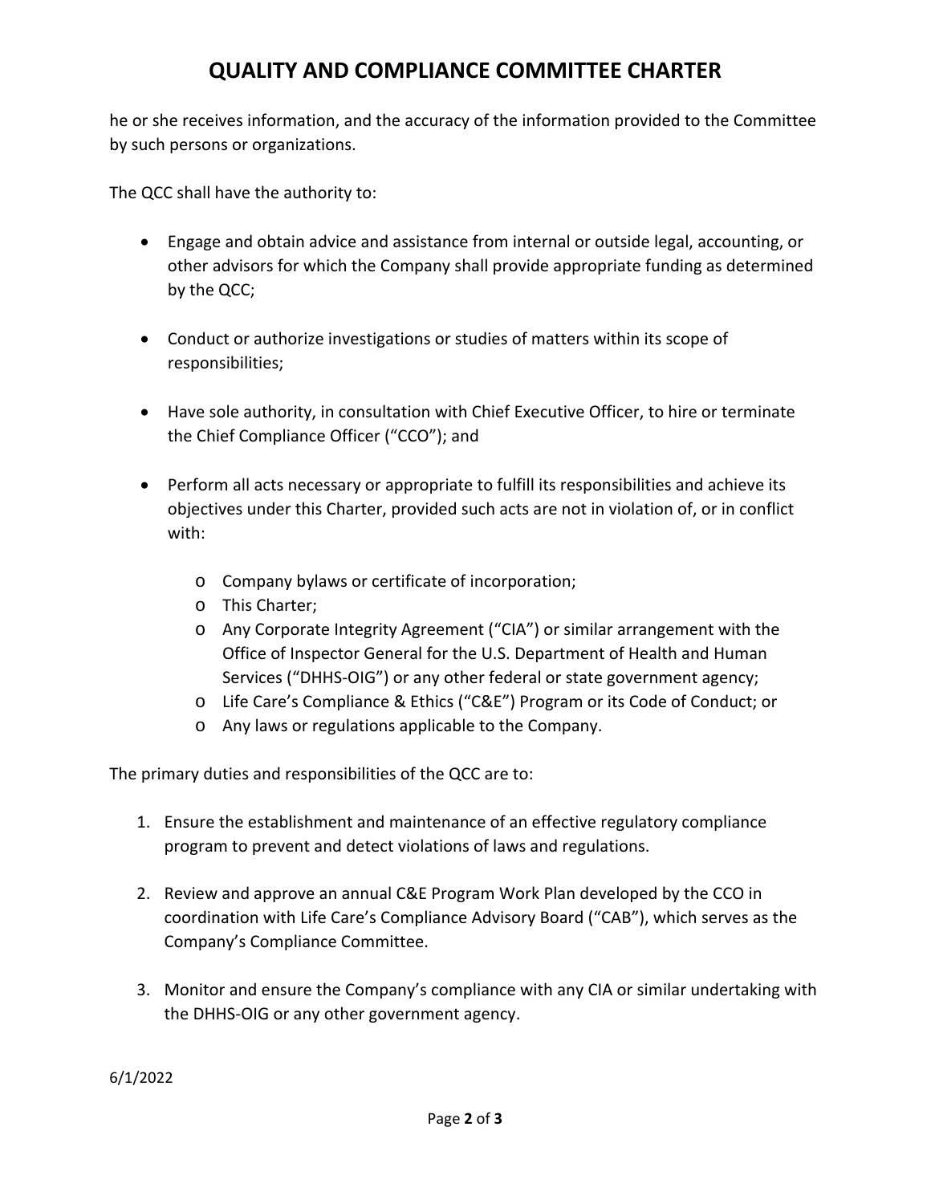he or she receives information, and the accuracy of the information provided to the Committee by such persons or organizations.

The QCC shall have the authority to:

- Engage and obtain advice and assistance from internal or outside legal, accounting, or other advisors for which the Company shall provide appropriate funding as determined by the QCC;

- Conduct or authorize investigations or studies of matters within its scope of responsibilities;

- Have sole authority, in consultation with Chief Executive Officer, to hire or terminate the Chief Compliance Officer ("CCO"); and

- Perform all acts necessary or appropriate to fulfill its responsibilities and achieve its objectives under this Charter, provided such acts are not in violation of, or in conflict with:

  - Company bylaws or certificate of incorporation;
  - This Charter;
  - Any Corporate Integrity Agreement ("CIA") or similar arrangement with the Office of Inspector General for the U.S. Department of Health and Human Services ("DHHS-OIG") or any other federal or state government agency;
  - Life Care's Compliance & Ethics ("C&E") Program or its Code of Conduct; or
  - Any laws or regulations applicable to the Company.

The primary duties and responsibilities of the QCC are to:

1. Ensure the establishment and maintenance of an effective regulatory compliance program to prevent and detect violations of laws and regulations.

2. Review and approve an annual C&E Program Work Plan developed by the CCO in coordination with Life Care's Compliance Advisory Board ("CAB"), which serves as the Company's Compliance Committee.

3. Monitor and ensure the Company's compliance with any CIA or similar undertaking with the DHHS-OIG or any other government agency.

6/1/2022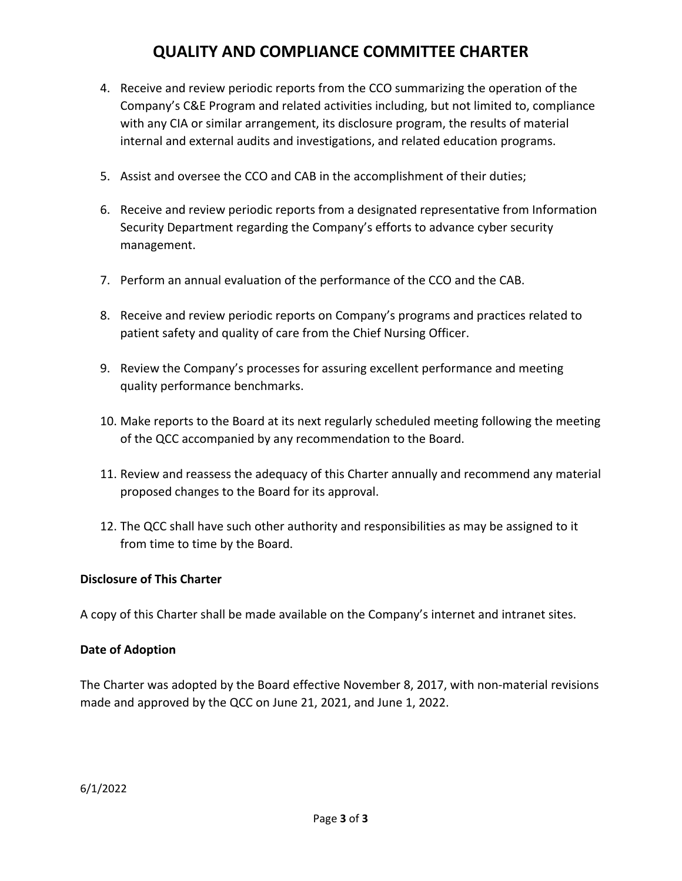# QUALITY AND COMPLIANCE COMMITTEE CHARTER

4. Receive and review periodic reports from the CCO summarizing the operation of the Company's C&E Program and related activities including, but not limited to, compliance with any CIA or similar arrangement, its disclosure program, the results of material internal and external audits and investigations, and related education programs.

5. Assist and oversee the CCO and CAB in the accomplishment of their duties;

6. Receive and review periodic reports from a designated representative from Information Security Department regarding the Company's efforts to advance cyber security management.

7. Perform an annual evaluation of the performance of the CCO and the CAB.

8. Receive and review periodic reports on Company's programs and practices related to patient safety and quality of care from the Chief Nursing Officer.

9. Review the Company's processes for assuring excellent performance and meeting quality performance benchmarks.

10. Make reports to the Board at its next regularly scheduled meeting following the meeting of the QCC accompanied by any recommendation to the Board.

11. Review and reassess the adequacy of this Charter annually and recommend any material proposed changes to the Board for its approval.

12. The QCC shall have such other authority and responsibilities as may be assigned to it from time to time by the Board.

**Disclosure of This Charter**

A copy of this Charter shall be made available on the Company's internet and intranet sites.

**Date of Adoption**

The Charter was adopted by the Board effective November 8, 2017, with non-material revisions made and approved by the QCC on June 21, 2021, and June 1, 2022.

6/1/2022